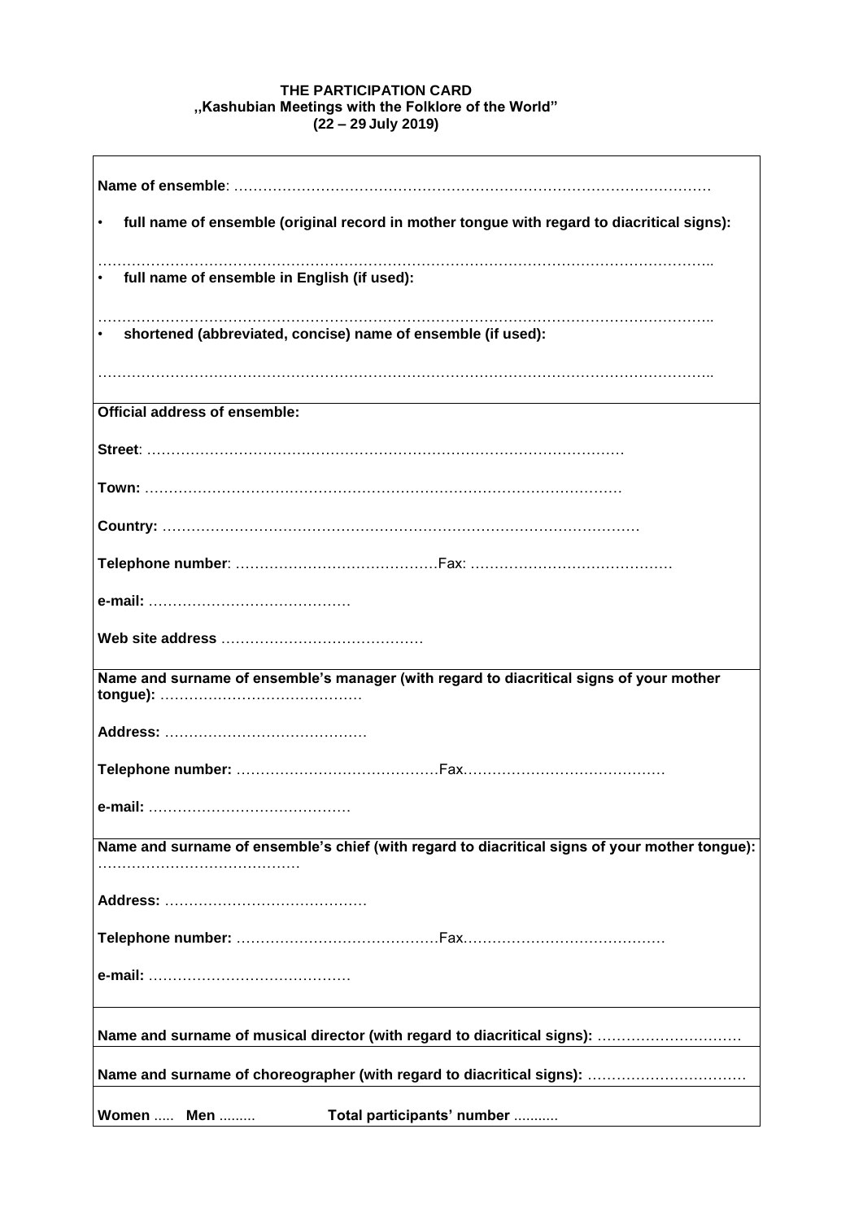**THE PARTICIPATION CARD**
**„Kashubian Meetings with the Folklore of the World"**
**(22 – 29 July 2019)**

---

**Name of ensemble**: ……………………………………………………………………………………

- **full name of ensemble (original record in mother tongue with regard to diacritical signs):**

……………………………………………………………………………………………………………..

- **full name of ensemble in English (if used):**

……………………………………………………………………………………………………………..

- **shortened (abbreviated, concise) name of ensemble (if used):**

……………………………………………………………………………………………………………..

---

**Official address of ensemble:**

**Street**: ………………………………………………………………………………………

**Town:** ………………………………………………………………………………………

**Country:** ………………………………………………………………………………………

**Telephone number**: ……………………………………Fax: ……………………………………

**e-mail:** ……………………………………

**Web site address** ……………………………………

---

**Name and surname of ensemble's manager (with regard to diacritical signs of your mother tongue):** ……………………………………

**Address:** ……………………………………

**Telephone number:** ……………………………………Fax……………………………………

**e-mail:** ……………………………………

---

**Name and surname of ensemble's chief (with regard to diacritical signs of your mother tongue):** ……………………………………

**Address:** ……………………………………

**Telephone number:** ……………………………………Fax……………………………………

**e-mail:** ……………………………………

---

**Name and surname of musical director (with regard to diacritical signs):** …………………………

---

**Name and surname of choreographer (with regard to diacritical signs):** ……………………………

---

**Women** ….. **Men** ……… **Total participants' number** ………..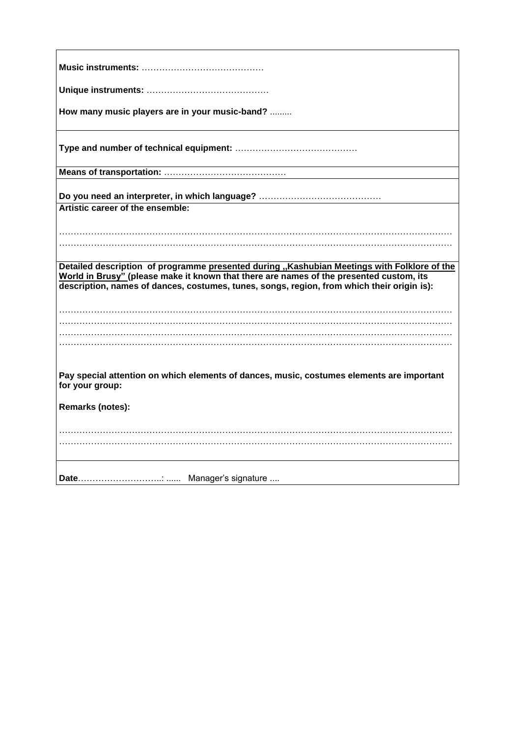**Music instruments:** ……………………………………

**Unique instruments:** ……………………………………

**How many music players are in your music-band?** .........

**Type and number of technical equipment:** ……………………………………

**Means of transportation:** ……………………………………

**Do you need an interpreter, in which language?** ……………………………………

**Artistic career of the ensemble:**

………………………………………………………………………………………………………………

………………………………………………………………………………………………………………

**Detailed description of programme <u>presented during ,,Kashubian Meetings with Folklore of the World in Brusy"</u> (please make it known that there are names of the presented custom, its description, names of dances, costumes, tunes, songs, region, from which their origin is):**

………………………………………………………………………………………………………………

………………………………………………………………………………………………………………

………………………………………………………………………………………………………………

………………………………………………………………………………………………………………

**Pay special attention on which elements of dances, music, costumes elements are important for your group:**

**Remarks (notes):**

………………………………………………………………………………………………………………

………………………………………………………………………………………………………………

**Date**………………………..: ...... Manager's signature ....